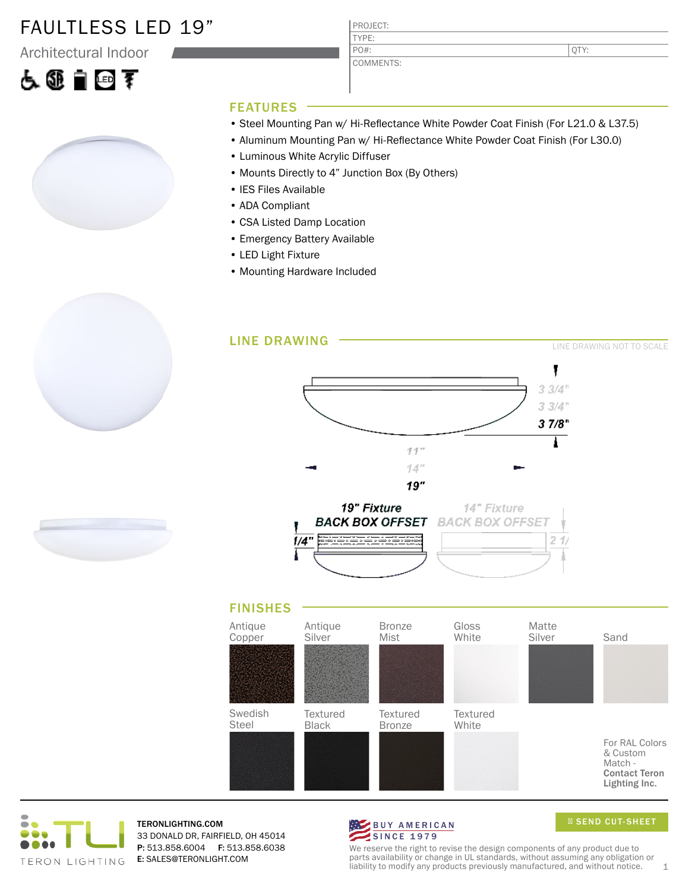# FAULTLESS LED 19"

Architectural Indoor

| PROJECT: | |
|---|---|
| TYPE: | |
| PO#: | QTY: |
| COMMENTS: | |

## FEATURES

- Steel Mounting Pan w/ Hi-Reflectance White Powder Coat Finish (For L21.0 & L37.5)
- Aluminum Mounting Pan w/ Hi-Reflectance White Powder Coat Finish (For L30.0)
- Luminous White Acrylic Diffuser
- Mounts Directly to 4" Junction Box (By Others)
- IES Files Available
- ADA Compliant
- CSA Listed Damp Location
- Emergency Battery Available
- LED Light Fixture
- Mounting Hardware Included

## LINE DRAWING

LINE DRAWING NOT TO SCALE

3 3/4"
3 3/4"
3 7/8"

11"
14"
19"

19" Fixture BACK BOX OFFSET
1/4"

14" Fixture BACK BOX OFFSET
2 1/

## FINISHES

| Antique Copper | Antique Silver | Bronze Mist | Gloss White | Matte Silver | Sand |
|---|---|---|---|---|---|
| Swedish Steel | Textured Black | Textured Bronze | Textured White | | For RAL Colors & Custom Match - **Contact Teron Lighting Inc.** |

TERON LIGHTING

TERONLIGHTING.COM
33 DONALD DR, FAIRFIELD, OH 45014
**P:** 513.858.6004 **F:** 513.858.6038
**E:** SALES@TERONLIGHT.COM

BUY AMERICAN SINCE 1979

SEND CUT-SHEET

We reserve the right to revise the design components of any product due to parts availability or change in UL standards, without assuming any obligation or liability to modify any products previously manufactured, and without notice.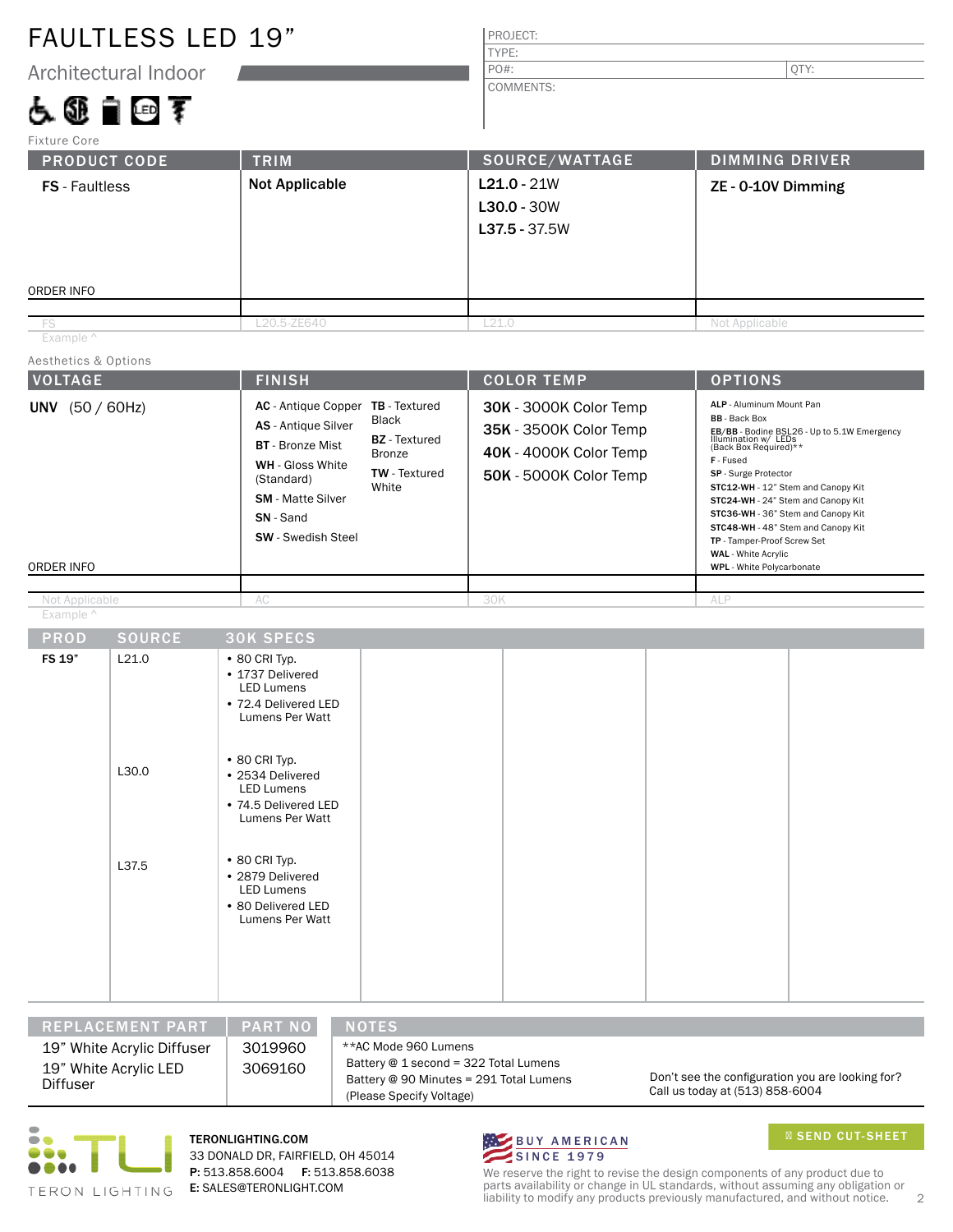# FAULTLESS LED 19”

Architectural Indoor

| PROJECT: | |
|---|---|
| TYPE: | |
| PO#: | QTY: |
| COMMENTS: | |

Fixture Core

| PRODUCT CODE | TRIM | SOURCE/WATTAGE | DIMMING DRIVER |
|---|---|---|---|
| **FS** - Faultless | **Not Applicable** | **L21.0** - 21W<br>**L30.0** - 30W<br>**L37.5** - 37.5W | **ZE - 0-10V Dimming** |
| ORDER INFO | | | |
| FS | L20.5-ZE640 | L21.0 | Not Applicable |

Example ^

Aesthetics & Options

| VOLTAGE | FINISH | COLOR TEMP | OPTIONS |
|---|---|---|---|
| **UNV** (50 / 60Hz) | **AC** - Antique Copper<br>**AS** - Antique Silver<br>**BT** - Bronze Mist<br>**WH** - Gloss White (Standard)<br>**SM** - Matte Silver<br>**SN** - Sand<br>**SW** - Swedish Steel<br>**TB** - Textured Black<br>**BZ** - Textured Bronze<br>**TW** - Textured White | **30K** - 3000K Color Temp<br>**35K** - 3500K Color Temp<br>**40K** - 4000K Color Temp<br>**50K** - 5000K Color Temp | **ALP** - Aluminum Mount Pan<br>**BB** - Back Box<br>**EB/BB** - Bodine BSL26 - Up to 5.1W Emergency Illumination w/ LEDs (Back Box Required)**<br>**F** - Fused<br>**SP** - Surge Protector<br>**STC12-WH** - 12" Stem and Canopy Kit<br>**STC24-WH** - 24" Stem and Canopy Kit<br>**STC36-WH** - 36" Stem and Canopy Kit<br>**STC48-WH** - 48" Stem and Canopy Kit<br>**TP** - Tamper-Proof Screw Set<br>**WAL** - White Acrylic<br>**WPL** - White Polycarbonate |
| ORDER INFO | | | |
| Not Applicable | AC | 30K | ALP |

Example ^

| PROD | SOURCE | 30K SPECS |
|---|---|---|
| **FS 19”** | L21.0 | • 80 CRI Typ.<br>• 1737 Delivered LED Lumens<br>• 72.4 Delivered LED Lumens Per Watt |
| | L30.0 | • 80 CRI Typ.<br>• 2534 Delivered LED Lumens<br>• 74.5 Delivered LED Lumens Per Watt |
| | L37.5 | • 80 CRI Typ.<br>• 2879 Delivered LED Lumens<br>• 80 Delivered LED Lumens Per Watt |

| REPLACEMENT PART | PART NO |
|---|---|
| 19” White Acrylic Diffuser | 3019960 |
| 19” White Acrylic LED Diffuser | 3069160 |

**NOTES**

**AC Mode 960 Lumens
Battery @ 1 second = 322 Total Lumens
Battery @ 90 Minutes = 291 Total Lumens
(Please Specify Voltage)

Don’t see the configuration you are looking for? Call us today at (513) 858-6004

TERON LIGHTING

**TERONLIGHTING.COM**
33 DONALD DR, FAIRFIELD, OH 45014
**P:** 513.858.6004 **F:** 513.858.6038
**E:** SALES@TERONLIGHT.COM

BUY AMERICAN SINCE 1979

SEND CUT-SHEET

We reserve the right to revise the design components of any product due to parts availability or change in UL standards, without assuming any obligation or liability to modify any products previously manufactured, and without notice.